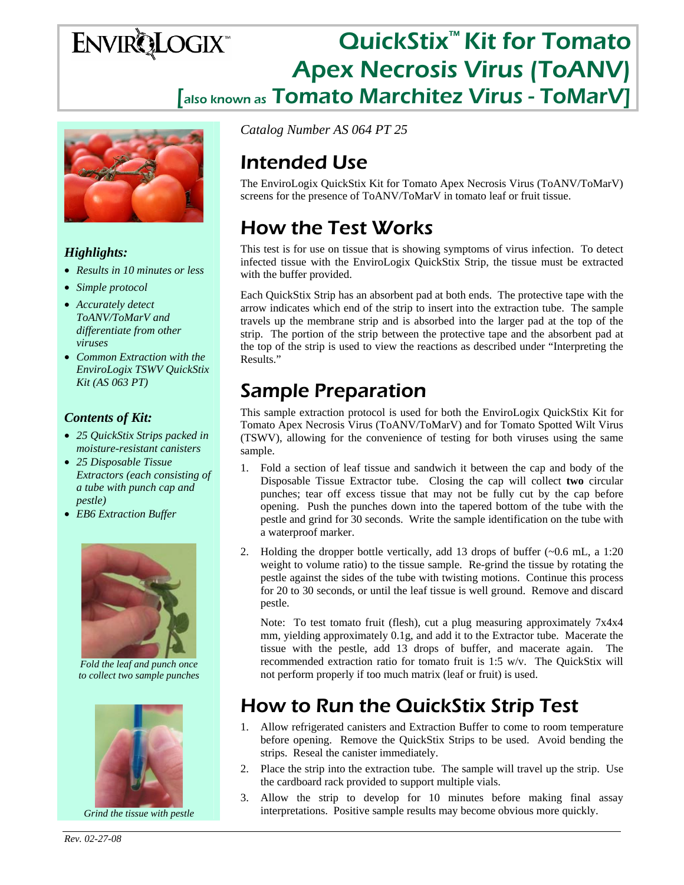# QuickStix™ Kit for Tomato Apex Necrosis Virus (ToANV) [also known as Tomato Marchitez Virus - ToMarV]

*Catalog Number AS 064 PT 25*

### *Highlights:*

- *Results in 10 minutes or less*
- *Simple protocol*
- *Accurately detect ToANV/ToMarV and differentiate from other viruses*
- *Common Extraction with the EnviroLogix TSWV QuickStix Kit (AS 063 PT)*

### *Contents of Kit:*

- *25 QuickStix Strips packed in moisture-resistant canisters*
- *25 Disposable Tissue Extractors (each consisting of a tube with punch cap and pestle)*
- *EB6 Extraction Buffer*

*Fold the leaf and punch once to collect two sample punches*

*Grind the tissue with pestle*

## Intended Use

The EnviroLogix QuickStix Kit for Tomato Apex Necrosis Virus (ToANV/ToMarV) screens for the presence of ToANV/ToMarV in tomato leaf or fruit tissue.

## How the Test Works

This test is for use on tissue that is showing symptoms of virus infection. To detect infected tissue with the EnviroLogix QuickStix Strip, the tissue must be extracted with the buffer provided.

Each QuickStix Strip has an absorbent pad at both ends. The protective tape with the arrow indicates which end of the strip to insert into the extraction tube. The sample travels up the membrane strip and is absorbed into the larger pad at the top of the strip. The portion of the strip between the protective tape and the absorbent pad at the top of the strip is used to view the reactions as described under "Interpreting the Results."

## Sample Preparation

This sample extraction protocol is used for both the EnviroLogix QuickStix Kit for Tomato Apex Necrosis Virus (ToANV/ToMarV) and for Tomato Spotted Wilt Virus (TSWV), allowing for the convenience of testing for both viruses using the same sample.

1. Fold a section of leaf tissue and sandwich it between the cap and body of the Disposable Tissue Extractor tube. Closing the cap will collect **two** circular punches; tear off excess tissue that may not be fully cut by the cap before opening. Push the punches down into the tapered bottom of the tube with the pestle and grind for 30 seconds. Write the sample identification on the tube with a waterproof marker.
2. Holding the dropper bottle vertically, add 13 drops of buffer (~0.6 mL, a 1:20 weight to volume ratio) to the tissue sample. Re-grind the tissue by rotating the pestle against the sides of the tube with twisting motions. Continue this process for 20 to 30 seconds, or until the leaf tissue is well ground. Remove and discard pestle.

   Note: To test tomato fruit (flesh), cut a plug measuring approximately 7x4x4 mm, yielding approximately 0.1g, and add it to the Extractor tube. Macerate the tissue with the pestle, add 13 drops of buffer, and macerate again. The recommended extraction ratio for tomato fruit is 1:5 w/v. The QuickStix will not perform properly if too much matrix (leaf or fruit) is used.

## How to Run the QuickStix Strip Test

1. Allow refrigerated canisters and Extraction Buffer to come to room temperature before opening. Remove the QuickStix Strips to be used. Avoid bending the strips. Reseal the canister immediately.
2. Place the strip into the extraction tube. The sample will travel up the strip. Use the cardboard rack provided to support multiple vials.
3. Allow the strip to develop for 10 minutes before making final assay interpretations. Positive sample results may become obvious more quickly.

*Rev. 02-27-08*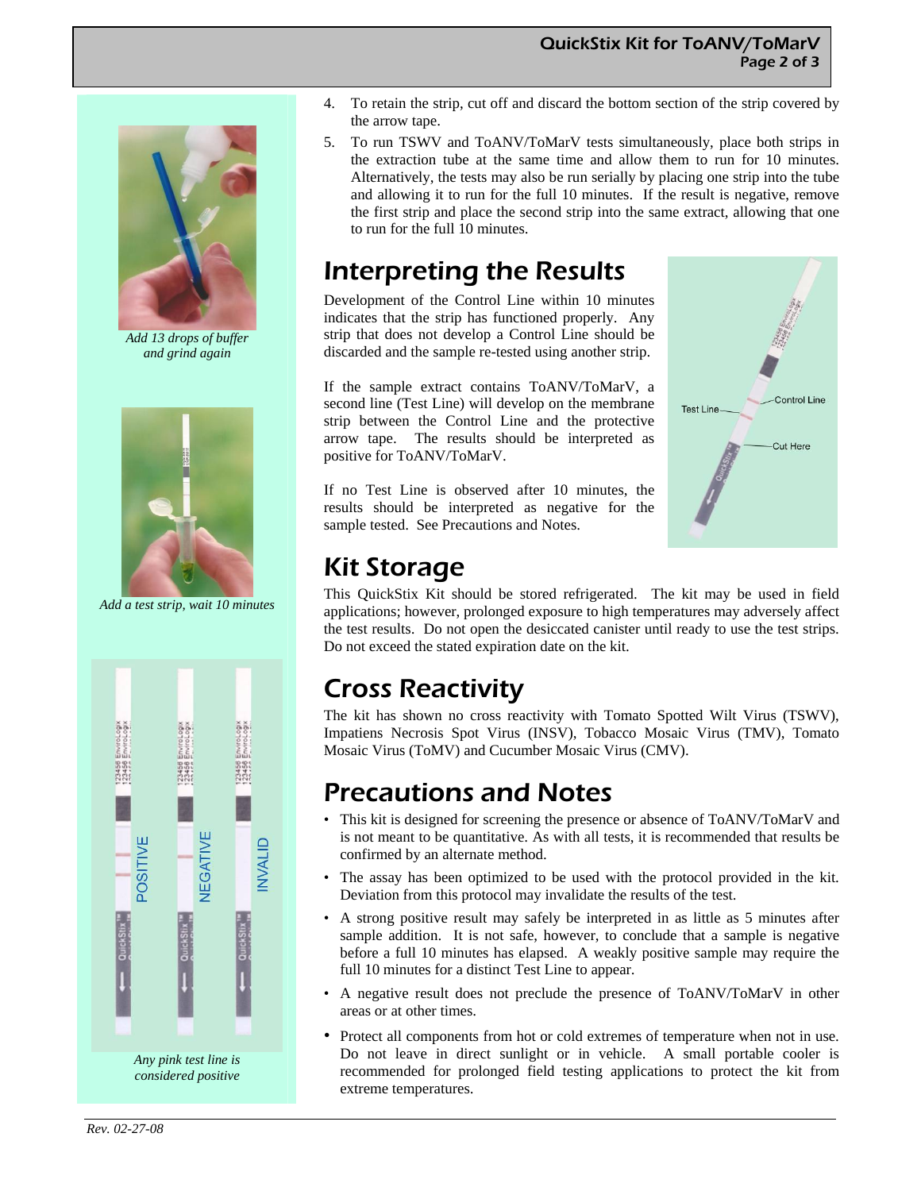4. To retain the strip, cut off and discard the bottom section of the strip covered by the arrow tape.
5. To run TSWV and ToANV/ToMarV tests simultaneously, place both strips in the extraction tube at the same time and allow them to run for 10 minutes. Alternatively, the tests may also be run serially by placing one strip into the tube and allowing it to run for the full 10 minutes. If the result is negative, remove the first strip and place the second strip into the same extract, allowing that one to run for the full 10 minutes.

*Add 13 drops of buffer and grind again*

*Add a test strip, wait 10 minutes*

*Any pink test line is considered positive*

## Interpreting the Results

Development of the Control Line within 10 minutes indicates that the strip has functioned properly. Any strip that does not develop a Control Line should be discarded and the sample re-tested using another strip.

If the sample extract contains ToANV/ToMarV, a second line (Test Line) will develop on the membrane strip between the Control Line and the protective arrow tape. The results should be interpreted as positive for ToANV/ToMarV.

If no Test Line is observed after 10 minutes, the results should be interpreted as negative for the sample tested. See Precautions and Notes.

## Kit Storage

This QuickStix Kit should be stored refrigerated. The kit may be used in field applications; however, prolonged exposure to high temperatures may adversely affect the test results. Do not open the desiccated canister until ready to use the test strips. Do not exceed the stated expiration date on the kit.

## Cross Reactivity

The kit has shown no cross reactivity with Tomato Spotted Wilt Virus (TSWV), Impatiens Necrosis Spot Virus (INSV), Tobacco Mosaic Virus (TMV), Tomato Mosaic Virus (ToMV) and Cucumber Mosaic Virus (CMV).

## Precautions and Notes

- This kit is designed for screening the presence or absence of ToANV/ToMarV and is not meant to be quantitative. As with all tests, it is recommended that results be confirmed by an alternate method.
- The assay has been optimized to be used with the protocol provided in the kit. Deviation from this protocol may invalidate the results of the test.
- A strong positive result may safely be interpreted in as little as 5 minutes after sample addition. It is not safe, however, to conclude that a sample is negative before a full 10 minutes has elapsed. A weakly positive sample may require the full 10 minutes for a distinct Test Line to appear.
- A negative result does not preclude the presence of ToANV/ToMarV in other areas or at other times.
- Protect all components from hot or cold extremes of temperature when not in use. Do not leave in direct sunlight or in vehicle. A small portable cooler is recommended for prolonged field testing applications to protect the kit from extreme temperatures.

*Rev. 02-27-08*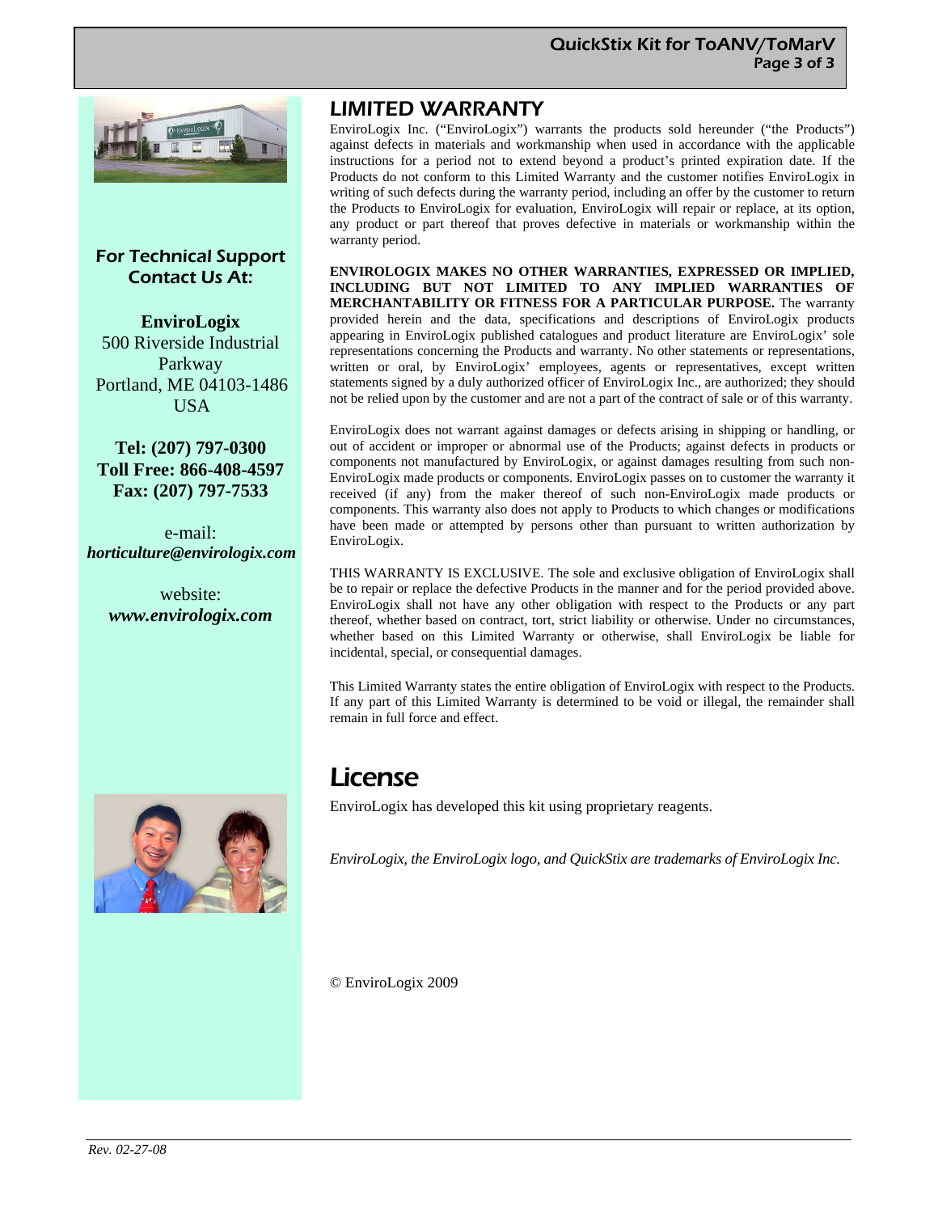**For Technical Support Contact Us At:**

**EnviroLogix**
500 Riverside Industrial Parkway
Portland, ME 04103-1486
USA

**Tel: (207) 797-0300**
**Toll Free: 866-408-4597**
**Fax: (207) 797-7533**

e-mail:
***horticulture@envirologix.com***

website:
***www.envirologix.com***

## LIMITED WARRANTY

EnviroLogix Inc. ("EnviroLogix") warrants the products sold hereunder ("the Products") against defects in materials and workmanship when used in accordance with the applicable instructions for a period not to extend beyond a product's printed expiration date. If the Products do not conform to this Limited Warranty and the customer notifies EnviroLogix in writing of such defects during the warranty period, including an offer by the customer to return the Products to EnviroLogix for evaluation, EnviroLogix will repair or replace, at its option, any product or part thereof that proves defective in materials or workmanship within the warranty period.

**ENVIROLOGIX MAKES NO OTHER WARRANTIES, EXPRESSED OR IMPLIED, INCLUDING BUT NOT LIMITED TO ANY IMPLIED WARRANTIES OF MERCHANTABILITY OR FITNESS FOR A PARTICULAR PURPOSE.** The warranty provided herein and the data, specifications and descriptions of EnviroLogix products appearing in EnviroLogix published catalogues and product literature are EnviroLogix' sole representations concerning the Products and warranty. No other statements or representations, written or oral, by EnviroLogix' employees, agents or representatives, except written statements signed by a duly authorized officer of EnviroLogix Inc., are authorized; they should not be relied upon by the customer and are not a part of the contract of sale or of this warranty.

EnviroLogix does not warrant against damages or defects arising in shipping or handling, or out of accident or improper or abnormal use of the Products; against defects in products or components not manufactured by EnviroLogix, or against damages resulting from such non-EnviroLogix made products or components. EnviroLogix passes on to customer the warranty it received (if any) from the maker thereof of such non-EnviroLogix made products or components. This warranty also does not apply to Products to which changes or modifications have been made or attempted by persons other than pursuant to written authorization by EnviroLogix.

THIS WARRANTY IS EXCLUSIVE. The sole and exclusive obligation of EnviroLogix shall be to repair or replace the defective Products in the manner and for the period provided above. EnviroLogix shall not have any other obligation with respect to the Products or any part thereof, whether based on contract, tort, strict liability or otherwise. Under no circumstances, whether based on this Limited Warranty or otherwise, shall EnviroLogix be liable for incidental, special, or consequential damages.

This Limited Warranty states the entire obligation of EnviroLogix with respect to the Products. If any part of this Limited Warranty is determined to be void or illegal, the remainder shall remain in full force and effect.

## License

EnviroLogix has developed this kit using proprietary reagents.

*EnviroLogix, the EnviroLogix logo, and QuickStix are trademarks of EnviroLogix Inc.*

© EnviroLogix 2009

*Rev. 02-27-08*